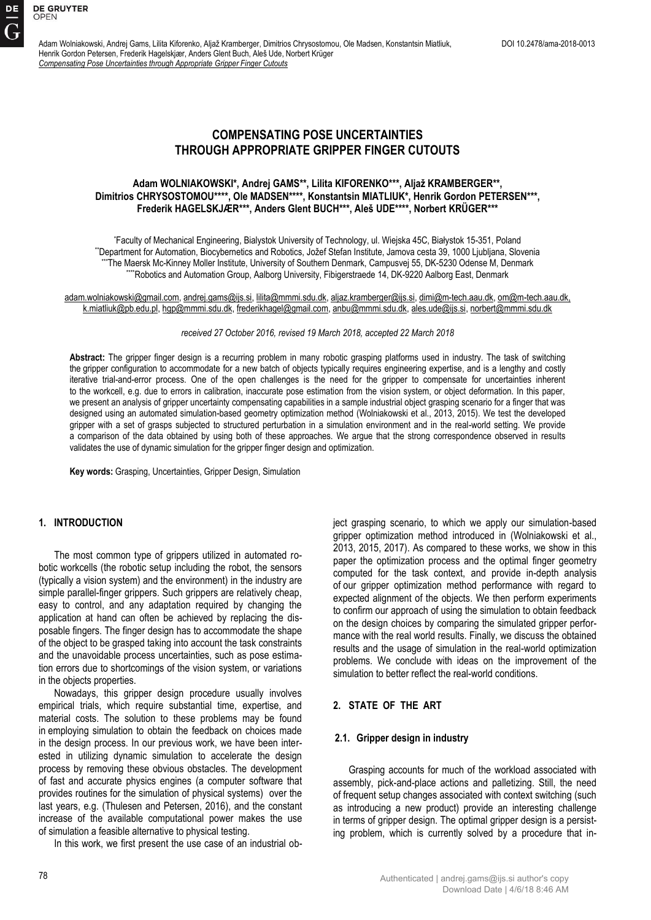# COMPENSATING POSE UNCERTAINTIES THROUGH APPROPRIATE GRIPPER FINGER CUTOUTS

**Adam WOLNIAKOWSKI*, Andrej GAMS**, Lilita KIFORENKO***, Aljaž KRAMBERGER**, Dimitrios CHRYSOSTOMOU****, Ole MADSEN****, Konstantsin MIATLIUK*, Henrik Gordon PETERSEN***, Frederik HAGELSKJÆR***, Anders Glent BUCH***, Aleš UDE****, Norbert KRÜGER***

*Faculty of Mechanical Engineering, Bialystok University of Technology, ul. Wiejska 45C, Białystok 15-351, Poland
**Department for Automation, Biocybernetics and Robotics, Jožef Stefan Institute, Jamova cesta 39, 1000 Ljubljana, Slovenia
***The Maersk Mc-Kinney Moller Institute, University of Southern Denmark, Campusvej 55, DK-5230 Odense M, Denmark
****Robotics and Automation Group, Aalborg University, Fibigerstraede 14, DK-9220 Aalborg East, Denmark

adam.wolniakowski@gmail.com, andrej.gams@ijs.si, lilita@mmmi.sdu.dk, aljaz.kramberger@ijs.si, dimi@m-tech.aau.dk, om@m-tech.aau.dk, k.miatliuk@pb.edu.pl, hgp@mmmi.sdu.dk, frederikhagel@gmail.com, anbu@mmmi.sdu.dk, ales.ude@ijs.si, norbert@mmmi.sdu.dk

*received 27 October 2016, revised 19 March 2018, accepted 22 March 2018*

**Abstract:** The gripper finger design is a recurring problem in many robotic grasping platforms used in industry. The task of switching the gripper configuration to accommodate for a new batch of objects typically requires engineering expertise, and is a lengthy and costly iterative trial-and-error process. One of the open challenges is the need for the gripper to compensate for uncertainties inherent to the workcell, e.g. due to errors in calibration, inaccurate pose estimation from the vision system, or object deformation. In this paper, we present an analysis of gripper uncertainty compensating capabilities in a sample industrial object grasping scenario for a finger that was designed using an automated simulation-based geometry optimization method (Wolniakowski et al., 2013, 2015). We test the developed gripper with a set of grasps subjected to structured perturbation in a simulation environment and in the real-world setting. We provide a comparison of the data obtained by using both of these approaches. We argue that the strong correspondence observed in results validates the use of dynamic simulation for the gripper finger design and optimization.

**Key words:** Grasping, Uncertainties, Gripper Design, Simulation

## 1. INTRODUCTION

The most common type of grippers utilized in automated robotic workcells (the robotic setup including the robot, the sensors (typically a vision system) and the environment) in the industry are simple parallel-finger grippers. Such grippers are relatively cheap, easy to control, and any adaptation required by changing the application at hand can often be achieved by replacing the disposable fingers. The finger design has to accommodate the shape of the object to be grasped taking into account the task constraints and the unavoidable process uncertainties, such as pose estimation errors due to shortcomings of the vision system, or variations in the objects properties.

Nowadays, this gripper design procedure usually involves empirical trials, which require substantial time, expertise, and material costs. The solution to these problems may be found in employing simulation to obtain the feedback on choices made in the design process. In our previous work, we have been interested in utilizing dynamic simulation to accelerate the design process by removing these obvious obstacles. The development of fast and accurate physics engines (a computer software that provides routines for the simulation of physical systems) over the last years, e.g. (Thulesen and Petersen, 2016), and the constant increase of the available computational power makes the use of simulation a feasible alternative to physical testing.

In this work, we first present the use case of an industrial object grasping scenario, to which we apply our simulation-based gripper optimization method introduced in (Wolniakowski et al., 2013, 2015, 2017). As compared to these works, we show in this paper the optimization process and the optimal finger geometry computed for the task context, and provide in-depth analysis of our gripper optimization method performance with regard to expected alignment of the objects. We then perform experiments to confirm our approach of using the simulation to obtain feedback on the design choices by comparing the simulated gripper performance with the real world results. Finally, we discuss the obtained results and the usage of simulation in the real-world optimization problems. We conclude with ideas on the improvement of the simulation to better reflect the real-world conditions.

## 2. STATE OF THE ART

### 2.1. Gripper design in industry

Grasping accounts for much of the workload associated with assembly, pick-and-place actions and palletizing. Still, the need of frequent setup changes associated with context switching (such as introducing a new product) provide an interesting challenge in terms of gripper design. The optimal gripper design is a persisting problem, which is currently solved by a procedure that in-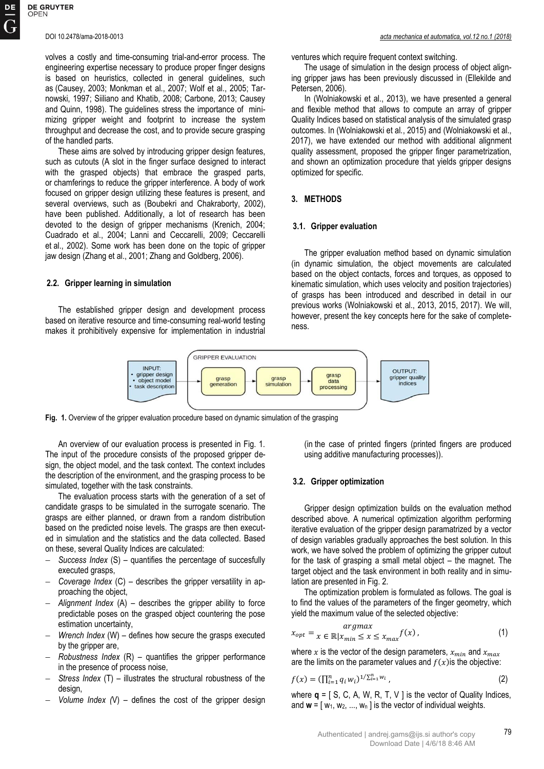volves a costly and time-consuming trial-and-error process. The engineering expertise necessary to produce proper finger designs is based on heuristics, collected in general guidelines, such as (Causey, 2003; Monkman et al., 2007; Wolf et al., 2005; Tarnowski, 1997; Siiliano and Khatib, 2008; Carbone, 2013; Causey and Quinn, 1998). The guidelines stress the importance of minimizing gripper weight and footprint to increase the system throughput and decrease the cost, and to provide secure grasping of the handled parts.

These aims are solved by introducing gripper design features, such as cutouts (A slot in the finger surface designed to interact with the grasped objects) that embrace the grasped parts, or chamferings to reduce the gripper interference. A body of work focused on gripper design utilizing these features is present, and several overviews, such as (Boubekri and Chakraborty, 2002), have been published. Additionally, a lot of research has been devoted to the design of gripper mechanisms (Krenich, 2004; Cuadrado et al., 2004; Lanni and Ceccarelli, 2009; Ceccarelli et al., 2002). Some work has been done on the topic of gripper jaw design (Zhang et al., 2001; Zhang and Goldberg, 2006).

### 2.2. Gripper learning in simulation

The established gripper design and development process based on iterative resource and time-consuming real-world testing makes it prohibitively expensive for implementation in industrial ventures which require frequent context switching.

The usage of simulation in the design process of object aligning gripper jaws has been previously discussed in (Ellekilde and Petersen, 2006).

In (Wolniakowski et al., 2013), we have presented a general and flexible method that allows to compute an array of gripper Quality Indices based on statistical analysis of the simulated grasp outcomes. In (Wolniakowski et al., 2015) and (Wolniakowski et al., 2017), we have extended our method with additional alignment quality assessment, proposed the gripper finger parametrization, and shown an optimization procedure that yields gripper designs optimized for specific.

## 3. METHODS

### 3.1. Gripper evaluation

The gripper evaluation method based on dynamic simulation (in dynamic simulation, the object movements are calculated based on the object contacts, forces and torques, as opposed to kinematic simulation, which uses velocity and position trajectories) of grasps has been introduced and described in detail in our previous works (Wolniakowski et al., 2013, 2015, 2017). We will, however, present the key concepts here for the sake of completeness.

**Fig. 1.** Overview of the gripper evaluation procedure based on dynamic simulation of the grasping

An overview of our evaluation process is presented in Fig. 1. The input of the procedure consists of the proposed gripper design, the object model, and the task context. The context includes the description of the environment, and the grasping process to be simulated, together with the task constraints.

The evaluation process starts with the generation of a set of candidate grasps to be simulated in the surrogate scenario. The grasps are either planned, or drawn from a random distribution based on the predicted noise levels. The grasps are then executed in simulation and the statistics and the data collected. Based on these, several Quality Indices are calculated:

- *Success Index* (S) – quantifies the percentage of succesfully executed grasps,
- *Coverage Index* (C) – describes the gripper versatility in approaching the object,
- *Alignment Index* (A) – describes the gripper ability to force predictable poses on the grasped object countering the pose estimation uncertainty,
- *Wrench Index* (W) – defines how secure the grasps executed by the gripper are,
- *Robustness Index* (R) – quantifies the gripper performance in the presence of process noise,
- *Stress Index* (T) – illustrates the structural robustness of the design,
- *Volume Index (*V) – defines the cost of the gripper design (in the case of printed fingers (printed fingers are produced using additive manufacturing processes)).

### 3.2. Gripper optimization

Gripper design optimization builds on the evaluation method described above. A numerical optimization algorithm performing iterative evaluation of the gripper design paramatrized by a vector of design variables gradually approaches the best solution. In this work, we have solved the problem of optimizing the gripper cutout for the task of grasping a small metal object – the magnet. The target object and the task environment in both reality and in simulation are presented in Fig. 2.

The optimization problem is formulated as follows. The goal is to find the values of the parameters of the finger geometry, which yield the maximum value of the selected objective:

$$x_{opt} = \underset{x \in \mathbb{R} | x_{min} \le x \le x_{max}}{argmax} f(x), \tag{1}$$

where $x$ is the vector of the design parameters, $x_{min}$ and $x_{max}$ are the limits on the parameter values and $f(x)$is the objective:

$$f(x) = (\prod_{i=1}^{n} q_i w_i)^{1/\sum_{i=1}^{n} w_i}, \tag{2}$$

where **q** = [ S, C, A, W, R, T, V ] is the vector of Quality Indices, and **w** = [ $w_1$, $w_2$, ..., $w_n$ ] is the vector of individual weights.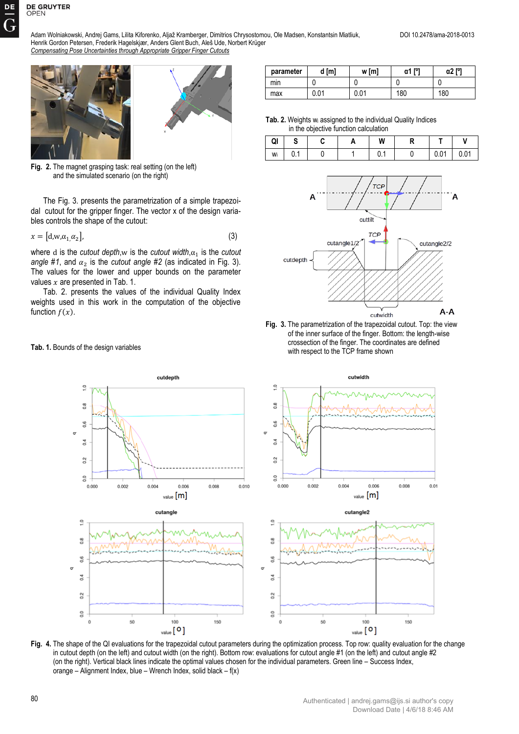Fig. 2. The magnet grasping task: real setting (on the left) and the simulated scenario (on the right)

The Fig. 3. presents the parametrization of a simple trapezoidal cutout for the gripper finger. The vector x of the design variables controls the shape of the cutout:

$$x = [d, w, \alpha_1, \alpha_2], \tag{3}$$

where d is the *cutout depth*, w is the *cutout width*, $\alpha_1$ is the *cutout angle #1*, and $\alpha_2$ is the *cutout angle #2* (as indicated in Fig. 3). The values for the lower and upper bounds on the parameter values $x$ are presented in Tab. 1.

Tab. 2. presents the values of the individual Quality Index weights used in this work in the computation of the objective function $f(x)$.

**Tab. 1.** Bounds of the design variables

| parameter | d [m] | w [m] | α1 [º] | α2 [º] |
|---|---|---|---|---|
| min | 0 | 0 | 0 | 0 |
| max | 0.01 | 0.01 | 180 | 180 |

**Tab. 2.** Weights $w_i$ assigned to the individual Quality Indices in the objective function calculation

| QI | S | C | A | W | R | T | V |
|---|---|---|---|---|---|---|---|
| $w_i$ | 0.1 | 0 | 1 | 0.1 | 0 | 0.01 | 0.01 |

**Fig. 3.** The parametrization of the trapezoidal cutout. Top: the view of the inner surface of the finger. Bottom: the length-wise crossection of the finger. The coordinates are defined with respect to the TCP frame shown

**Fig. 4.** The shape of the QI evaluations for the trapezoidal cutout parameters during the optimization process. Top row: quality evaluation for the change in cutout depth (on the left) and cutout width (on the right). Bottom row: evaluations for cutout angle #1 (on the left) and cutout angle #2 (on the right). Vertical black lines indicate the optimal values chosen for the individual parameters. Green line – Success Index, orange – Alignment Index, blue – Wrench Index, solid black – f(x)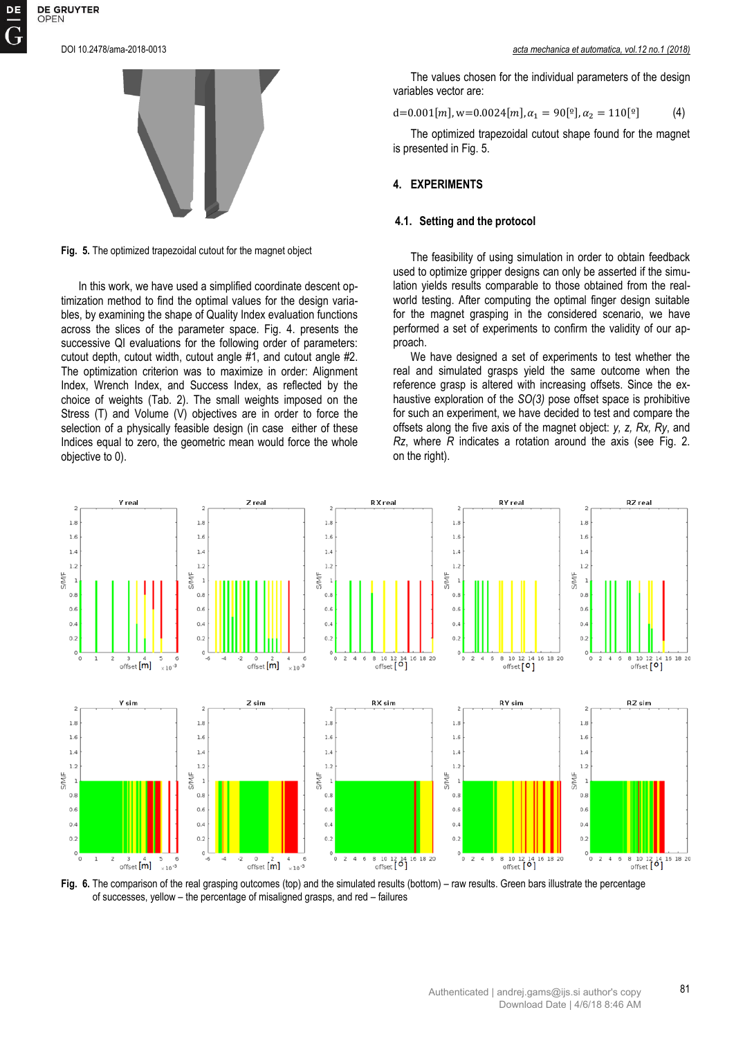Fig. 5. The optimized trapezoidal cutout for the magnet object

In this work, we have used a simplified coordinate descent optimization method to find the optimal values for the design variables, by examining the shape of Quality Index evaluation functions across the slices of the parameter space. Fig. 4. presents the successive QI evaluations for the following order of parameters: cutout depth, cutout width, cutout angle #1, and cutout angle #2. The optimization criterion was to maximize in order: Alignment Index, Wrench Index, and Success Index, as reflected by the choice of weights (Tab. 2). The small weights imposed on the Stress (T) and Volume (V) objectives are in order to force the selection of a physically feasible design (in case either of these Indices equal to zero, the geometric mean would force the whole objective to 0).

The values chosen for the individual parameters of the design variables vector are:

$$\mathrm{d}=0.001[m], \mathrm{w}=0.0024[m], \alpha_1 = 90[^\circ], \alpha_2 = 110[^\circ] \tag{4}$$

The optimized trapezoidal cutout shape found for the magnet is presented in Fig. 5.

## 4. EXPERIMENTS

### 4.1. Setting and the protocol

The feasibility of using simulation in order to obtain feedback used to optimize gripper designs can only be asserted if the simulation yields results comparable to those obtained from the real-world testing. After computing the optimal finger design suitable for the magnet grasping in the considered scenario, we have performed a set of experiments to confirm the validity of our approach.

We have designed a set of experiments to test whether the real and simulated grasps yield the same outcome when the reference grasp is altered with increasing offsets. Since the exhaustive exploration of the *SO(3)* pose offset space is prohibitive for such an experiment, we have decided to test and compare the offsets along the five axis of the magnet object: *y*, *z*, *Rx*, *Ry*, and *Rz*, where *R* indicates a rotation around the axis (see Fig. 2. on the right).

Fig. 6. The comparison of the real grasping outcomes (top) and the simulated results (bottom) – raw results. Green bars illustrate the percentage of successes, yellow – the percentage of misaligned grasps, and red – failures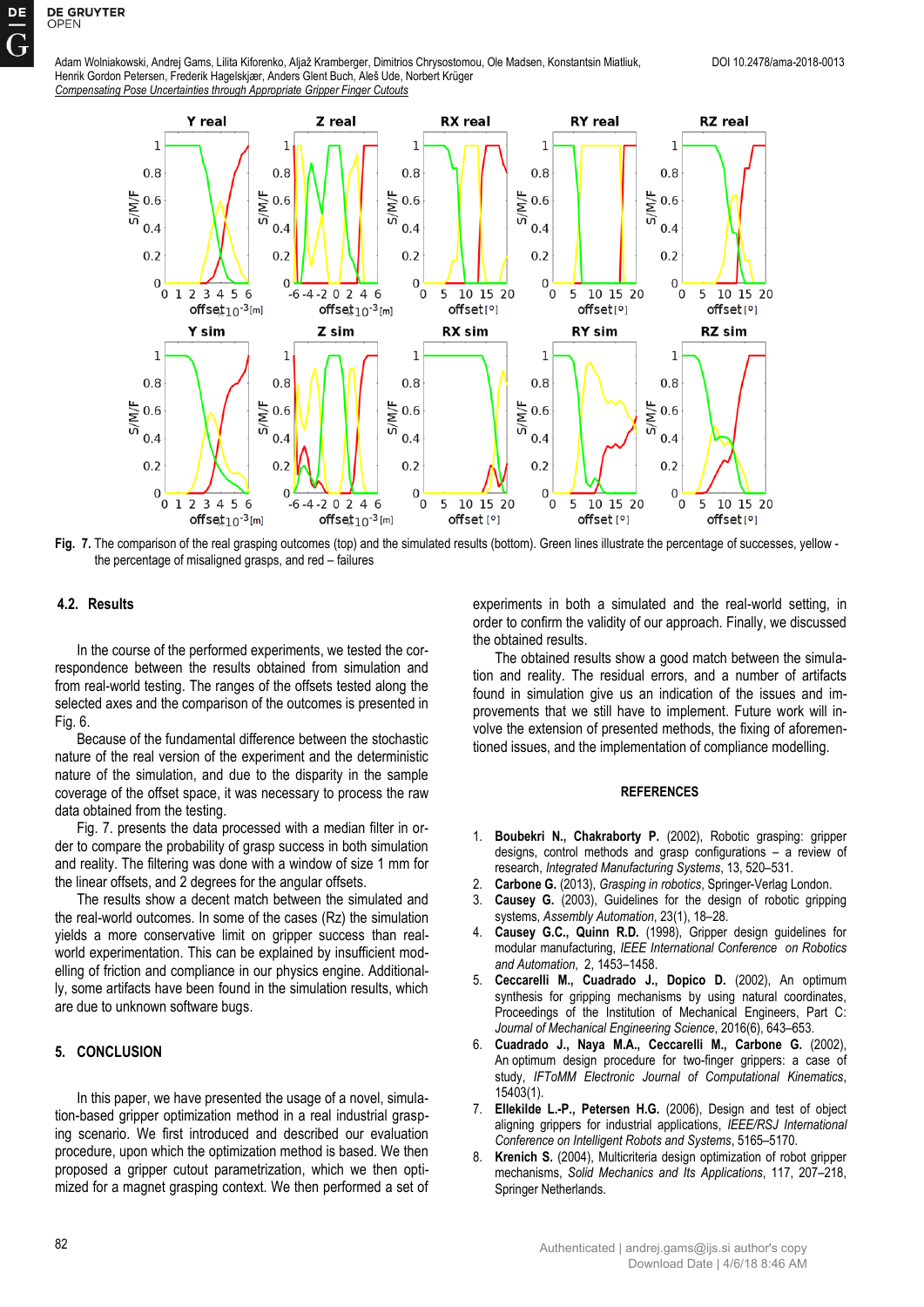Fig. 7. The comparison of the real grasping outcomes (top) and the simulated results (bottom). Green lines illustrate the percentage of successes, yellow - the percentage of misaligned grasps, and red – failures

### 4.2. Results

In the course of the performed experiments, we tested the correspondence between the results obtained from simulation and from real-world testing. The ranges of the offsets tested along the selected axes and the comparison of the outcomes is presented in Fig. 6.

Because of the fundamental difference between the stochastic nature of the real version of the experiment and the deterministic nature of the simulation, and due to the disparity in the sample coverage of the offset space, it was necessary to process the raw data obtained from the testing.

Fig. 7. presents the data processed with a median filter in order to compare the probability of grasp success in both simulation and reality. The filtering was done with a window of size 1 mm for the linear offsets, and 2 degrees for the angular offsets.

The results show a decent match between the simulated and the real-world outcomes. In some of the cases (Rz) the simulation yields a more conservative limit on gripper success than real-world experimentation. This can be explained by insufficient modelling of friction and compliance in our physics engine. Additionally, some artifacts have been found in the simulation results, which are due to unknown software bugs.

## 5. CONCLUSION

In this paper, we have presented the usage of a novel, simulation-based gripper optimization method in a real industrial grasping scenario. We first introduced and described our evaluation procedure, upon which the optimization method is based. We then proposed a gripper cutout parametrization, which we then optimized for a magnet grasping context. We then performed a set of experiments in both a simulated and the real-world setting, in order to confirm the validity of our approach. Finally, we discussed the obtained results.

The obtained results show a good match between the simulation and reality. The residual errors, and a number of artifacts found in simulation give us an indication of the issues and improvements that we still have to implement. Future work will involve the extension of presented methods, the fixing of aforementioned issues, and the implementation of compliance modelling.

## REFERENCES

1. **Boubekri N., Chakraborty P.** (2002), Robotic grasping: gripper designs, control methods and grasp configurations – a review of research, *Integrated Manufacturing Systems*, 13, 520–531.
2. **Carbone G.** (2013), *Grasping in robotics*, Springer-Verlag London.
3. **Causey G.** (2003), Guidelines for the design of robotic gripping systems, *Assembly Automation*, 23(1), 18–28.
4. **Causey G.C., Quinn R.D.** (1998), Gripper design guidelines for modular manufacturing, *IEEE International Conference on Robotics and Automation*, 2, 1453–1458.
5. **Ceccarelli M., Cuadrado J., Dopico D.** (2002), An optimum synthesis for gripping mechanisms by using natural coordinates, Proceedings of the Institution of Mechanical Engineers, Part C: *Journal of Mechanical Engineering Science*, 2016(6), 643–653.
6. **Cuadrado J., Naya M.A., Ceccarelli M., Carbone G.** (2002), An optimum design procedure for two-finger grippers: a case of study, *IFToMM Electronic Journal of Computational Kinematics*, 15403(1).
7. **Ellekilde L.-P., Petersen H.G.** (2006), Design and test of object aligning grippers for industrial applications, *IEEE/RSJ International Conference on Intelligent Robots and Systems*, 5165–5170.
8. **Krenich S.** (2004), Multicriteria design optimization of robot gripper mechanisms, *Solid Mechanics and Its Applications*, 117, 207–218, Springer Netherlands.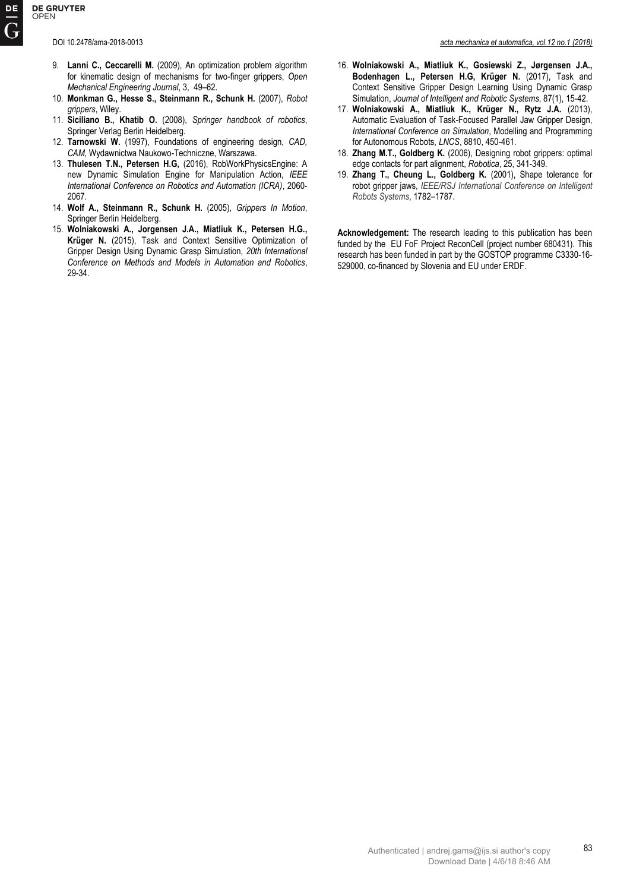9. **Lanni C., Ceccarelli M.** (2009), An optimization problem algorithm for kinematic design of mechanisms for two-finger grippers, *Open Mechanical Engineering Journal*, 3, 49–62.
10. **Monkman G., Hesse S., Steinmann R., Schunk H.** (2007), *Robot grippers*, Wiley.
11. **Siciliano B., Khatib O.** (2008), *Springer handbook of robotics*, Springer Verlag Berlin Heidelberg.
12. **Tarnowski W.** (1997), Foundations of engineering design, *CAD, CAM*, Wydawnictwa Naukowo-Techniczne, Warszawa.
13. **Thulesen T.N., Petersen H.G,** (2016), RobWorkPhysicsEngine: A new Dynamic Simulation Engine for Manipulation Action, *IEEE International Conference on Robotics and Automation (ICRA)*, 2060-2067.
14. **Wolf A., Steinmann R., Schunk H.** (2005), *Grippers In Motion*, Springer Berlin Heidelberg.
15. **Wolniakowski A., Jorgensen J.A., Miatliuk K., Petersen H.G., Krüger N.** (2015), Task and Context Sensitive Optimization of Gripper Design Using Dynamic Grasp Simulation, *20th International Conference on Methods and Models in Automation and Robotics*, 29-34.
16. **Wolniakowski A., Miatliuk K., Gosiewski Z., Jørgensen J.A., Bodenhagen L., Petersen H.G, Krüger N.** (2017), Task and Context Sensitive Gripper Design Learning Using Dynamic Grasp Simulation, *Journal of Intelligent and Robotic Systems*, 87(1), 15-42.
17. **Wolniakowski A., Miatliuk K., Krüger N., Rytz J.A.** (2013), Automatic Evaluation of Task-Focused Parallel Jaw Gripper Design, *International Conference on Simulation*, Modelling and Programming for Autonomous Robots, *LNCS*, 8810, 450-461.
18. **Zhang M.T., Goldberg K.** (2006), Designing robot grippers: optimal edge contacts for part alignment, *Robotica*, 25, 341-349.
19. **Zhang T., Cheung L., Goldberg K.** (2001), Shape tolerance for robot gripper jaws, *IEEE/RSJ International Conference on Intelligent Robots Systems*, 1782–1787.

**Acknowledgement:** The research leading to this publication has been funded by the EU FoF Project ReconCell (project number 680431). This research has been funded in part by the GOSTOP programme C3330-16-529000, co-financed by Slovenia and EU under ERDF.